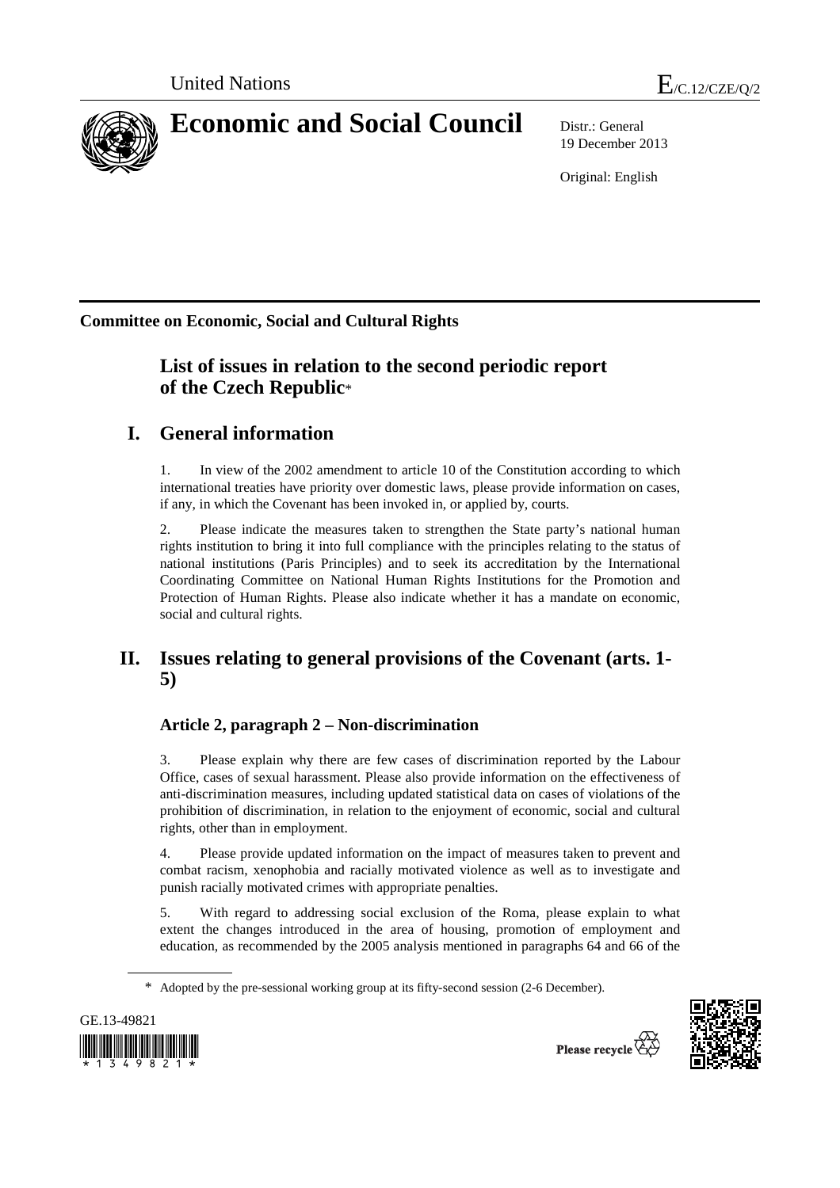United Nations E/C.12/CZE/Q/2

# Economic and Social Council

Distr.: General
19 December 2013

Original: English

**Committee on Economic, Social and Cultural Rights**

## List of issues in relation to the second periodic report of the Czech Republic*

## I. General information

1. In view of the 2002 amendment to article 10 of the Constitution according to which international treaties have priority over domestic laws, please provide information on cases, if any, in which the Covenant has been invoked in, or applied by, courts.

2. Please indicate the measures taken to strengthen the State party's national human rights institution to bring it into full compliance with the principles relating to the status of national institutions (Paris Principles) and to seek its accreditation by the International Coordinating Committee on National Human Rights Institutions for the Promotion and Protection of Human Rights. Please also indicate whether it has a mandate on economic, social and cultural rights.

## II. Issues relating to general provisions of the Covenant (arts. 1-5)

### Article 2, paragraph 2 – Non-discrimination

3. Please explain why there are few cases of discrimination reported by the Labour Office, cases of sexual harassment. Please also provide information on the effectiveness of anti-discrimination measures, including updated statistical data on cases of violations of the prohibition of discrimination, in relation to the enjoyment of economic, social and cultural rights, other than in employment.

4. Please provide updated information on the impact of measures taken to prevent and combat racism, xenophobia and racially motivated violence as well as to investigate and punish racially motivated crimes with appropriate penalties.

5. With regard to addressing social exclusion of the Roma, please explain to what extent the changes introduced in the area of housing, promotion of employment and education, as recommended by the 2005 analysis mentioned in paragraphs 64 and 66 of the

---

\* Adopted by the pre-sessional working group at its fifty-second session (2-6 December).

GE.13-49821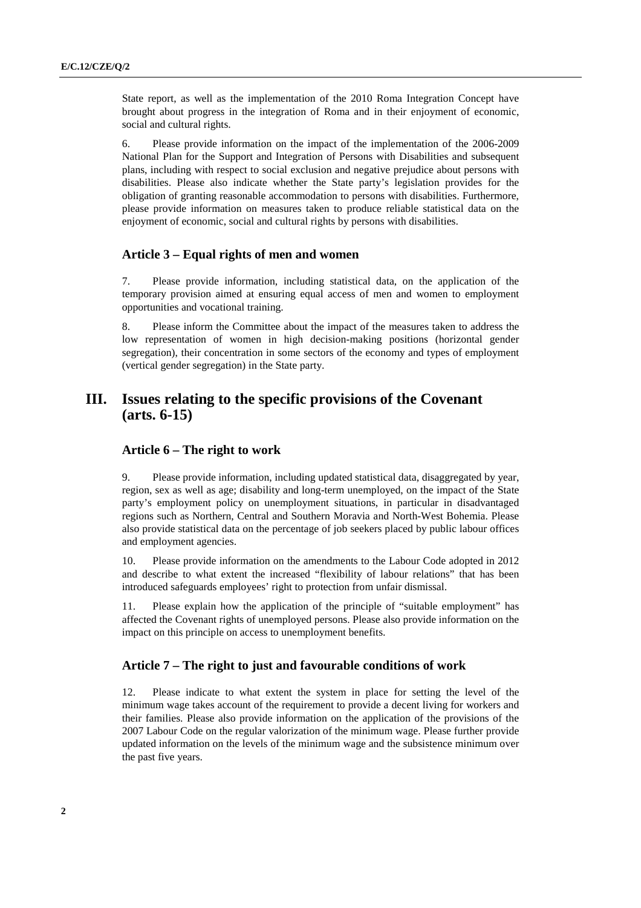State report, as well as the implementation of the 2010 Roma Integration Concept have brought about progress in the integration of Roma and in their enjoyment of economic, social and cultural rights.

6. Please provide information on the impact of the implementation of the 2006-2009 National Plan for the Support and Integration of Persons with Disabilities and subsequent plans, including with respect to social exclusion and negative prejudice about persons with disabilities. Please also indicate whether the State party's legislation provides for the obligation of granting reasonable accommodation to persons with disabilities. Furthermore, please provide information on measures taken to produce reliable statistical data on the enjoyment of economic, social and cultural rights by persons with disabilities.

### Article 3 – Equal rights of men and women

7. Please provide information, including statistical data, on the application of the temporary provision aimed at ensuring equal access of men and women to employment opportunities and vocational training.

8. Please inform the Committee about the impact of the measures taken to address the low representation of women in high decision-making positions (horizontal gender segregation), their concentration in some sectors of the economy and types of employment (vertical gender segregation) in the State party.

## III. Issues relating to the specific provisions of the Covenant (arts. 6-15)

### Article 6 – The right to work

9. Please provide information, including updated statistical data, disaggregated by year, region, sex as well as age; disability and long-term unemployed, on the impact of the State party's employment policy on unemployment situations, in particular in disadvantaged regions such as Northern, Central and Southern Moravia and North-West Bohemia. Please also provide statistical data on the percentage of job seekers placed by public labour offices and employment agencies.

10. Please provide information on the amendments to the Labour Code adopted in 2012 and describe to what extent the increased "flexibility of labour relations" that has been introduced safeguards employees' right to protection from unfair dismissal.

11. Please explain how the application of the principle of "suitable employment" has affected the Covenant rights of unemployed persons. Please also provide information on the impact on this principle on access to unemployment benefits.

### Article 7 – The right to just and favourable conditions of work

12. Please indicate to what extent the system in place for setting the level of the minimum wage takes account of the requirement to provide a decent living for workers and their families. Please also provide information on the application of the provisions of the 2007 Labour Code on the regular valorization of the minimum wage. Please further provide updated information on the levels of the minimum wage and the subsistence minimum over the past five years.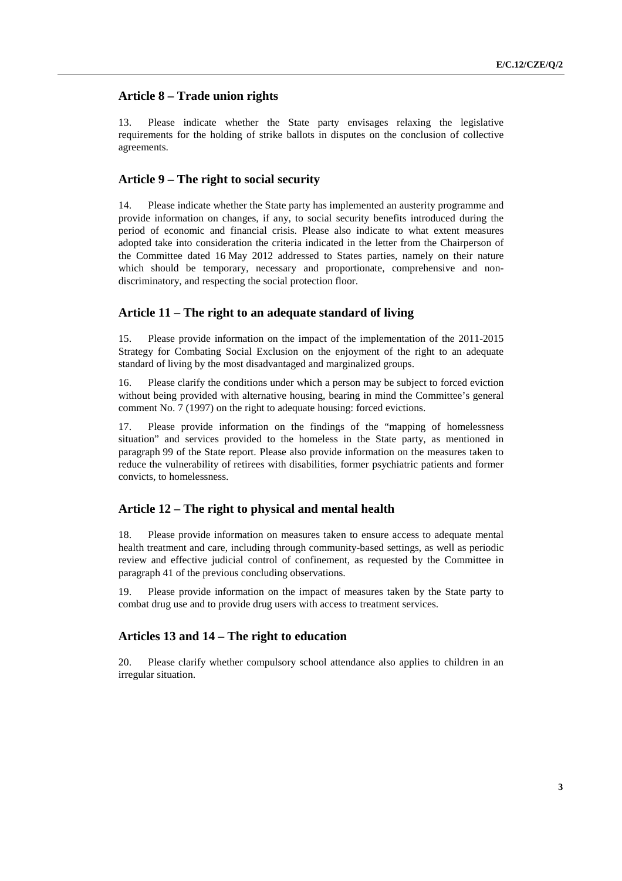## Article 8 – Trade union rights

13. Please indicate whether the State party envisages relaxing the legislative requirements for the holding of strike ballots in disputes on the conclusion of collective agreements.

## Article 9 – The right to social security

14. Please indicate whether the State party has implemented an austerity programme and provide information on changes, if any, to social security benefits introduced during the period of economic and financial crisis. Please also indicate to what extent measures adopted take into consideration the criteria indicated in the letter from the Chairperson of the Committee dated 16 May 2012 addressed to States parties, namely on their nature which should be temporary, necessary and proportionate, comprehensive and non-discriminatory, and respecting the social protection floor.

## Article 11 – The right to an adequate standard of living

15. Please provide information on the impact of the implementation of the 2011-2015 Strategy for Combating Social Exclusion on the enjoyment of the right to an adequate standard of living by the most disadvantaged and marginalized groups.

16. Please clarify the conditions under which a person may be subject to forced eviction without being provided with alternative housing, bearing in mind the Committee's general comment No. 7 (1997) on the right to adequate housing: forced evictions.

17. Please provide information on the findings of the "mapping of homelessness situation" and services provided to the homeless in the State party, as mentioned in paragraph 99 of the State report. Please also provide information on the measures taken to reduce the vulnerability of retirees with disabilities, former psychiatric patients and former convicts, to homelessness.

## Article 12 – The right to physical and mental health

18. Please provide information on measures taken to ensure access to adequate mental health treatment and care, including through community-based settings, as well as periodic review and effective judicial control of confinement, as requested by the Committee in paragraph 41 of the previous concluding observations.

19. Please provide information on the impact of measures taken by the State party to combat drug use and to provide drug users with access to treatment services.

## Articles 13 and 14 – The right to education

20. Please clarify whether compulsory school attendance also applies to children in an irregular situation.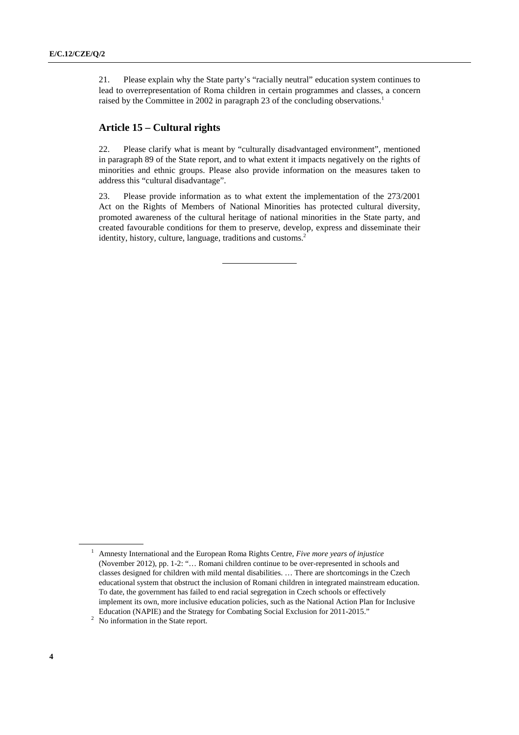21. Please explain why the State party's "racially neutral" education system continues to lead to overrepresentation of Roma children in certain programmes and classes, a concern raised by the Committee in 2002 in paragraph 23 of the concluding observations.[1]

## Article 15 – Cultural rights

22. Please clarify what is meant by "culturally disadvantaged environment", mentioned in paragraph 89 of the State report, and to what extent it impacts negatively on the rights of minorities and ethnic groups. Please also provide information on the measures taken to address this "cultural disadvantage".

23. Please provide information as to what extent the implementation of the 273/2001 Act on the Rights of Members of National Minorities has protected cultural diversity, promoted awareness of the cultural heritage of national minorities in the State party, and created favourable conditions for them to preserve, develop, express and disseminate their identity, history, culture, language, traditions and customs.[2]

---

[1] Amnesty International and the European Roma Rights Centre, *Five more years of injustice* (November 2012), pp. 1-2: "… Romani children continue to be over-represented in schools and classes designed for children with mild mental disabilities. … There are shortcomings in the Czech educational system that obstruct the inclusion of Romani children in integrated mainstream education. To date, the government has failed to end racial segregation in Czech schools or effectively implement its own, more inclusive education policies, such as the National Action Plan for Inclusive Education (NAPIE) and the Strategy for Combating Social Exclusion for 2011-2015."

[2] No information in the State report.